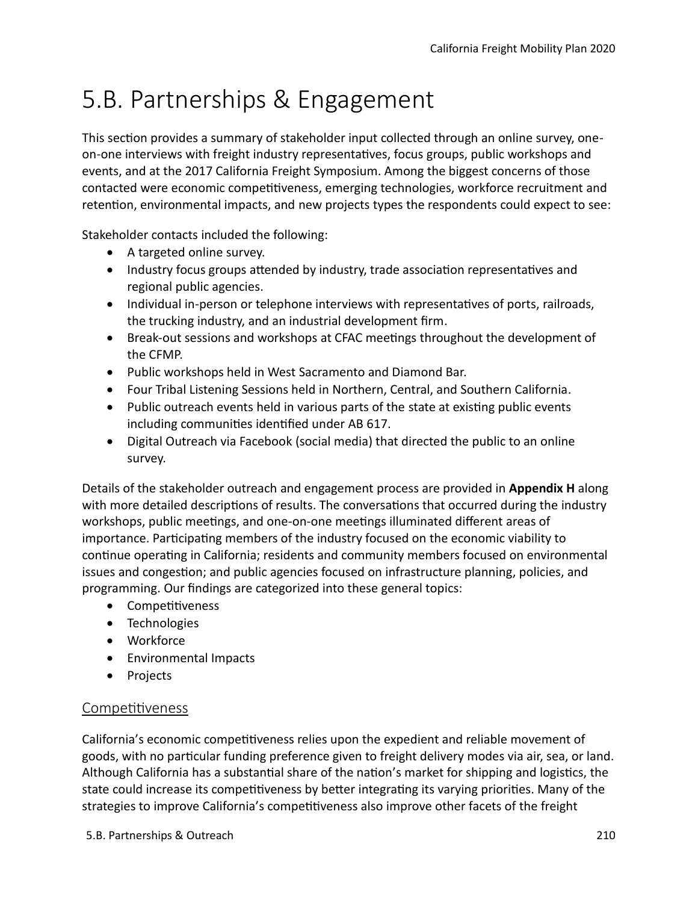# 5.B. Partnerships & Engagement

This section provides a summary of stakeholder input collected through an online survey, one-on-one interviews with freight industry representatives, focus groups, public workshops and events, and at the 2017 California Freight Symposium. Among the biggest concerns of those contacted were economic competitiveness, emerging technologies, workforce recruitment and retention, environmental impacts, and new projects types the respondents could expect to see:

Stakeholder contacts included the following:

- A targeted online survey.
- Industry focus groups attended by industry, trade association representatives and regional public agencies.
- Individual in-person or telephone interviews with representatives of ports, railroads, the trucking industry, and an industrial development firm.
- Break-out sessions and workshops at CFAC meetings throughout the development of the CFMP.
- Public workshops held in West Sacramento and Diamond Bar.
- Four Tribal Listening Sessions held in Northern, Central, and Southern California.
- Public outreach events held in various parts of the state at existing public events including communities identified under AB 617.
- Digital Outreach via Facebook (social media) that directed the public to an online survey.

Details of the stakeholder outreach and engagement process are provided in **Appendix H** along with more detailed descriptions of results. The conversations that occurred during the industry workshops, public meetings, and one-on-one meetings illuminated different areas of importance. Participating members of the industry focused on the economic viability to continue operating in California; residents and community members focused on environmental issues and congestion; and public agencies focused on infrastructure planning, policies, and programming. Our findings are categorized into these general topics:

- Competitiveness
- Technologies
- Workforce
- Environmental Impacts
- Projects

## Competitiveness

California's economic competitiveness relies upon the expedient and reliable movement of goods, with no particular funding preference given to freight delivery modes via air, sea, or land. Although California has a substantial share of the nation's market for shipping and logistics, the state could increase its competitiveness by better integrating its varying priorities. Many of the strategies to improve California's competitiveness also improve other facets of the freight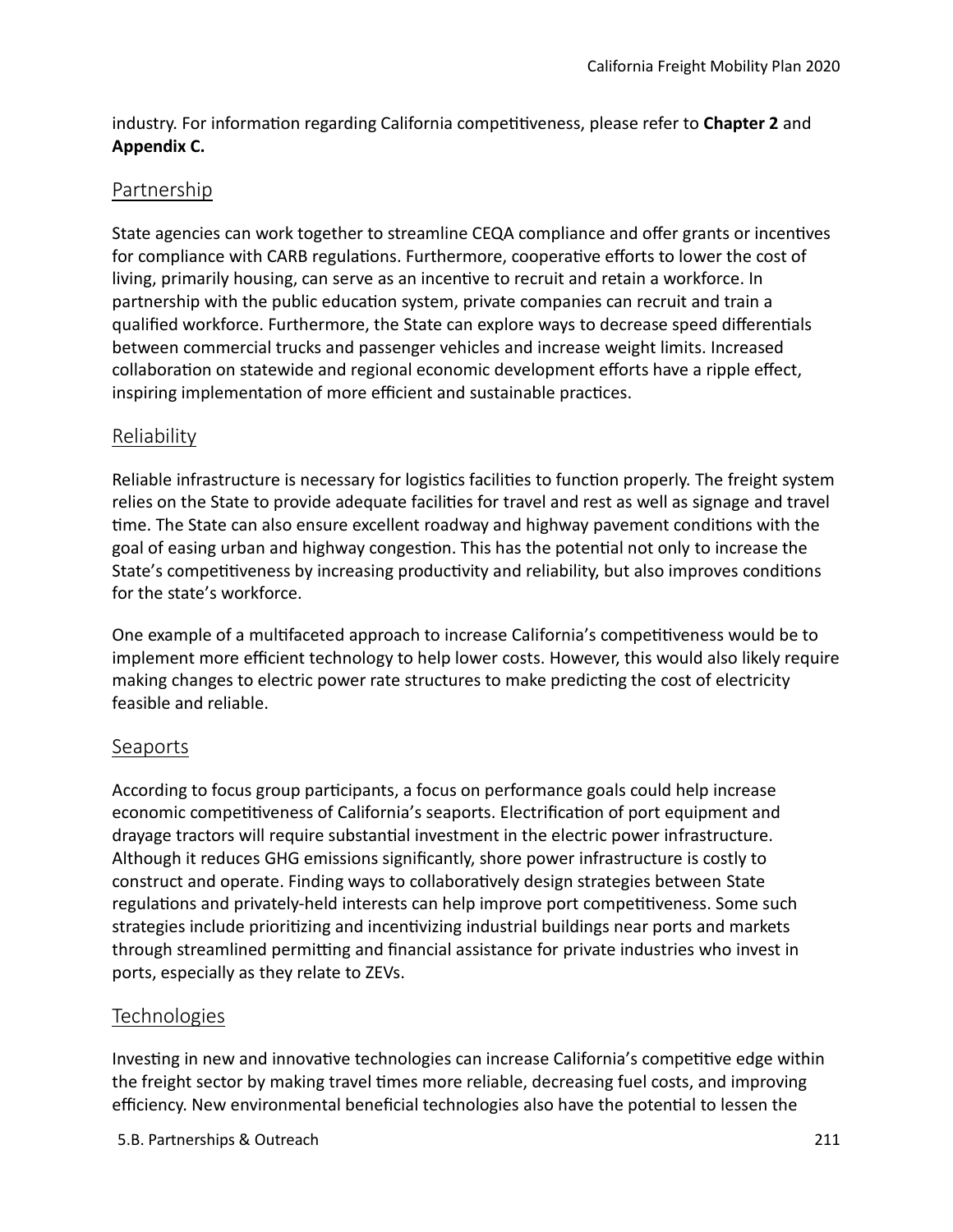industry. For information regarding California competitiveness, please refer to **Chapter 2** and **Appendix C.**

## Partnership

State agencies can work together to streamline CEQA compliance and offer grants or incentives for compliance with CARB regulations. Furthermore, cooperative efforts to lower the cost of living, primarily housing, can serve as an incentive to recruit and retain a workforce. In partnership with the public education system, private companies can recruit and train a qualified workforce. Furthermore, the State can explore ways to decrease speed differentials between commercial trucks and passenger vehicles and increase weight limits. Increased collaboration on statewide and regional economic development efforts have a ripple effect, inspiring implementation of more efficient and sustainable practices.

## Reliability

Reliable infrastructure is necessary for logistics facilities to function properly. The freight system relies on the State to provide adequate facilities for travel and rest as well as signage and travel time. The State can also ensure excellent roadway and highway pavement conditions with the goal of easing urban and highway congestion. This has the potential not only to increase the State's competitiveness by increasing productivity and reliability, but also improves conditions for the state's workforce.

One example of a multifaceted approach to increase California's competitiveness would be to implement more efficient technology to help lower costs. However, this would also likely require making changes to electric power rate structures to make predicting the cost of electricity feasible and reliable.

## Seaports

According to focus group participants, a focus on performance goals could help increase economic competitiveness of California's seaports. Electrification of port equipment and drayage tractors will require substantial investment in the electric power infrastructure. Although it reduces GHG emissions significantly, shore power infrastructure is costly to construct and operate. Finding ways to collaboratively design strategies between State regulations and privately-held interests can help improve port competitiveness. Some such strategies include prioritizing and incentivizing industrial buildings near ports and markets through streamlined permitting and financial assistance for private industries who invest in ports, especially as they relate to ZEVs.

## Technologies

Investing in new and innovative technologies can increase California's competitive edge within the freight sector by making travel times more reliable, decreasing fuel costs, and improving efficiency. New environmental beneficial technologies also have the potential to lessen the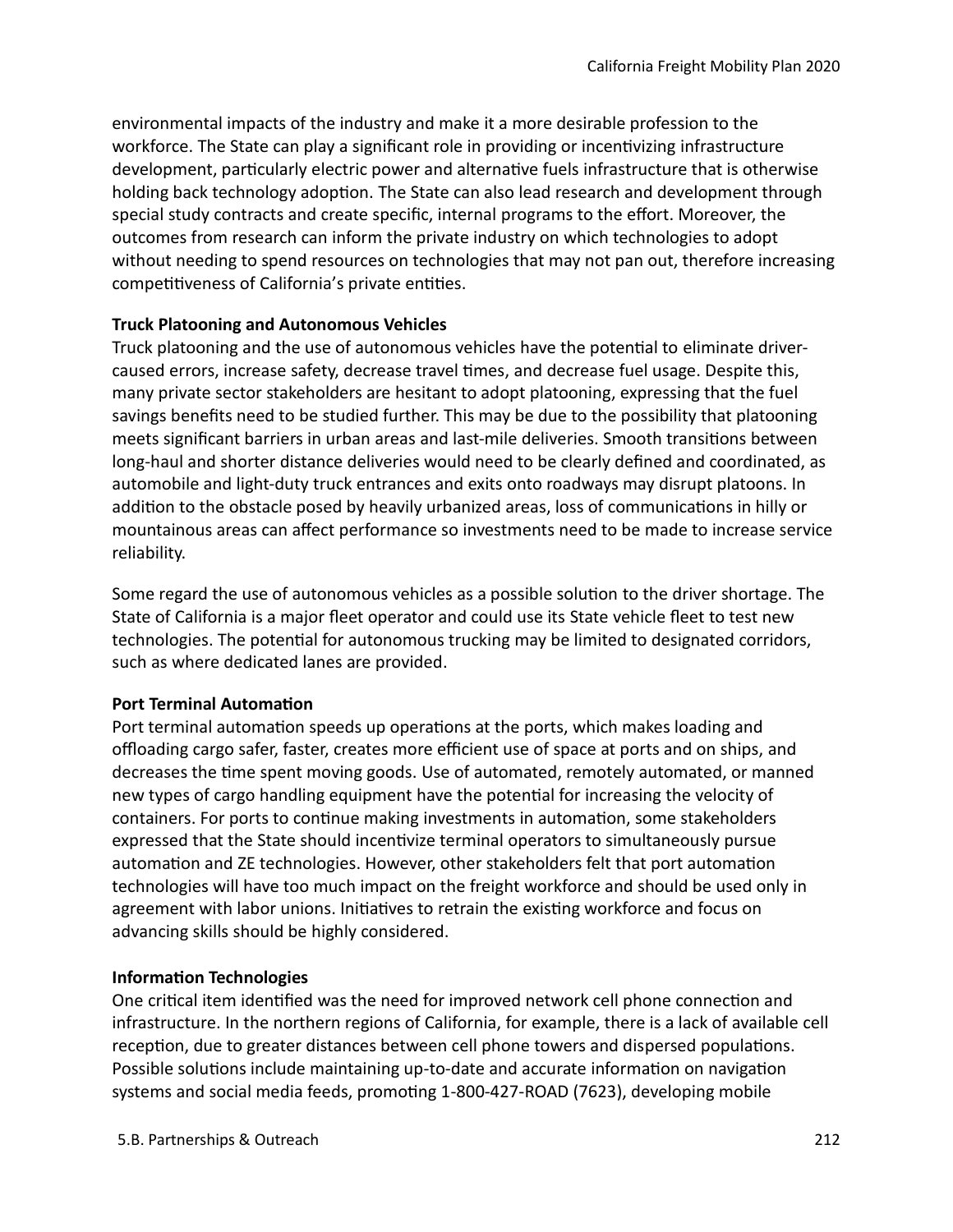environmental impacts of the industry and make it a more desirable profession to the workforce. The State can play a significant role in providing or incentivizing infrastructure development, particularly electric power and alternative fuels infrastructure that is otherwise holding back technology adoption. The State can also lead research and development through special study contracts and create specific, internal programs to the effort. Moreover, the outcomes from research can inform the private industry on which technologies to adopt without needing to spend resources on technologies that may not pan out, therefore increasing competitiveness of California's private entities.

**Truck Platooning and Autonomous Vehicles**

Truck platooning and the use of autonomous vehicles have the potential to eliminate driver-caused errors, increase safety, decrease travel times, and decrease fuel usage. Despite this, many private sector stakeholders are hesitant to adopt platooning, expressing that the fuel savings benefits need to be studied further. This may be due to the possibility that platooning meets significant barriers in urban areas and last-mile deliveries. Smooth transitions between long-haul and shorter distance deliveries would need to be clearly defined and coordinated, as automobile and light-duty truck entrances and exits onto roadways may disrupt platoons. In addition to the obstacle posed by heavily urbanized areas, loss of communications in hilly or mountainous areas can affect performance so investments need to be made to increase service reliability.

Some regard the use of autonomous vehicles as a possible solution to the driver shortage. The State of California is a major fleet operator and could use its State vehicle fleet to test new technologies. The potential for autonomous trucking may be limited to designated corridors, such as where dedicated lanes are provided.

**Port Terminal Automation**

Port terminal automation speeds up operations at the ports, which makes loading and offloading cargo safer, faster, creates more efficient use of space at ports and on ships, and decreases the time spent moving goods. Use of automated, remotely automated, or manned new types of cargo handling equipment have the potential for increasing the velocity of containers. For ports to continue making investments in automation, some stakeholders expressed that the State should incentivize terminal operators to simultaneously pursue automation and ZE technologies. However, other stakeholders felt that port automation technologies will have too much impact on the freight workforce and should be used only in agreement with labor unions. Initiatives to retrain the existing workforce and focus on advancing skills should be highly considered.

**Information Technologies**

One critical item identified was the need for improved network cell phone connection and infrastructure. In the northern regions of California, for example, there is a lack of available cell reception, due to greater distances between cell phone towers and dispersed populations. Possible solutions include maintaining up-to-date and accurate information on navigation systems and social media feeds, promoting 1-800-427-ROAD (7623), developing mobile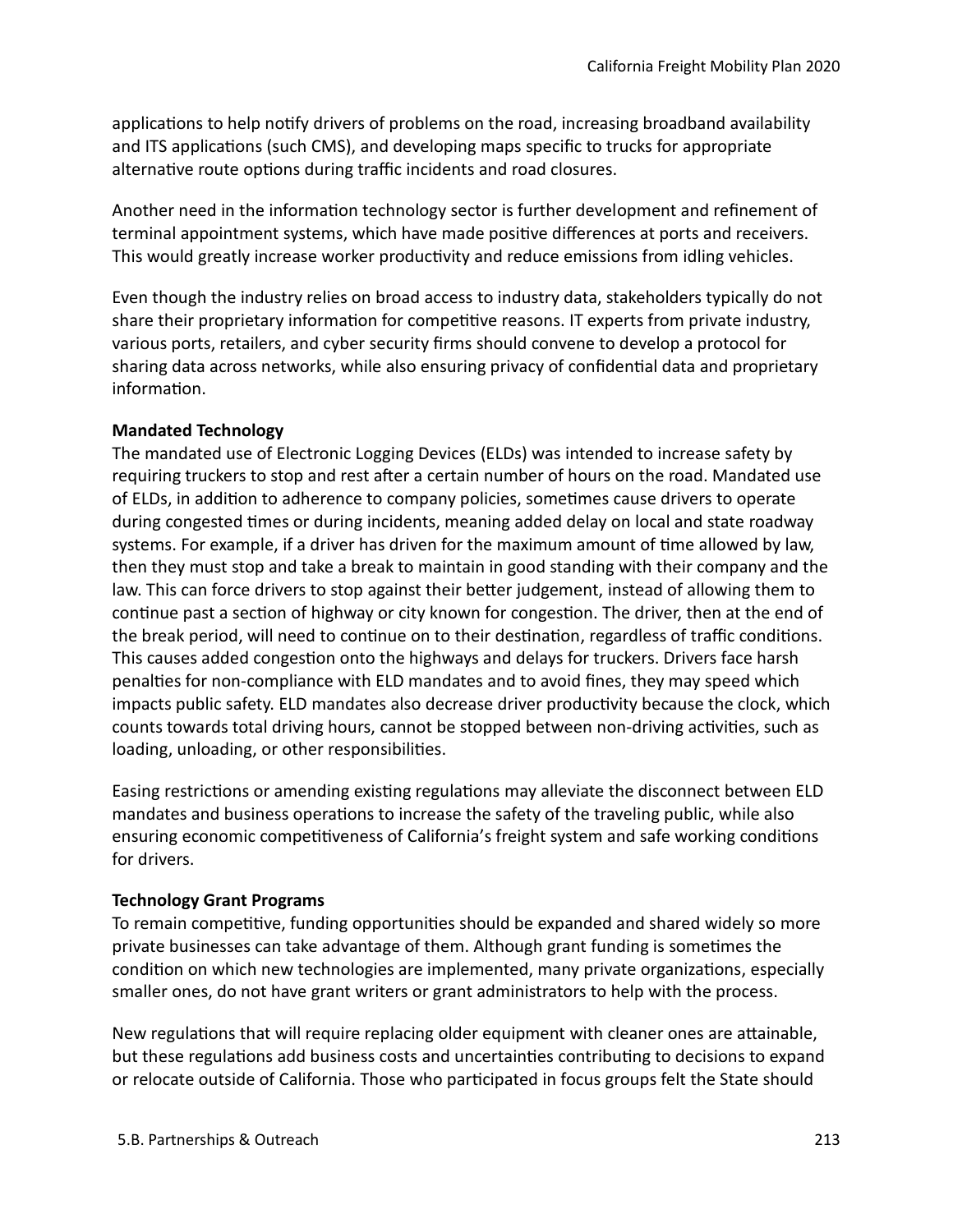applications to help notify drivers of problems on the road, increasing broadband availability and ITS applications (such CMS), and developing maps specific to trucks for appropriate alternative route options during traffic incidents and road closures.

Another need in the information technology sector is further development and refinement of terminal appointment systems, which have made positive differences at ports and receivers. This would greatly increase worker productivity and reduce emissions from idling vehicles.

Even though the industry relies on broad access to industry data, stakeholders typically do not share their proprietary information for competitive reasons. IT experts from private industry, various ports, retailers, and cyber security firms should convene to develop a protocol for sharing data across networks, while also ensuring privacy of confidential data and proprietary information.

**Mandated Technology**

The mandated use of Electronic Logging Devices (ELDs) was intended to increase safety by requiring truckers to stop and rest after a certain number of hours on the road. Mandated use of ELDs, in addition to adherence to company policies, sometimes cause drivers to operate during congested times or during incidents, meaning added delay on local and state roadway systems. For example, if a driver has driven for the maximum amount of time allowed by law, then they must stop and take a break to maintain in good standing with their company and the law. This can force drivers to stop against their better judgement, instead of allowing them to continue past a section of highway or city known for congestion. The driver, then at the end of the break period, will need to continue on to their destination, regardless of traffic conditions. This causes added congestion onto the highways and delays for truckers. Drivers face harsh penalties for non-compliance with ELD mandates and to avoid fines, they may speed which impacts public safety. ELD mandates also decrease driver productivity because the clock, which counts towards total driving hours, cannot be stopped between non-driving activities, such as loading, unloading, or other responsibilities.

Easing restrictions or amending existing regulations may alleviate the disconnect between ELD mandates and business operations to increase the safety of the traveling public, while also ensuring economic competitiveness of California's freight system and safe working conditions for drivers.

**Technology Grant Programs**

To remain competitive, funding opportunities should be expanded and shared widely so more private businesses can take advantage of them. Although grant funding is sometimes the condition on which new technologies are implemented, many private organizations, especially smaller ones, do not have grant writers or grant administrators to help with the process.

New regulations that will require replacing older equipment with cleaner ones are attainable, but these regulations add business costs and uncertainties contributing to decisions to expand or relocate outside of California. Those who participated in focus groups felt the State should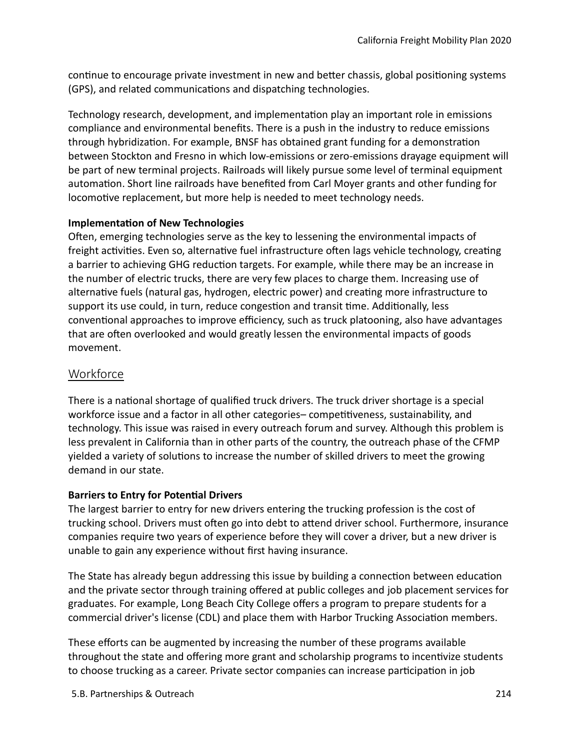continue to encourage private investment in new and better chassis, global positioning systems (GPS), and related communications and dispatching technologies.

Technology research, development, and implementation play an important role in emissions compliance and environmental benefits. There is a push in the industry to reduce emissions through hybridization. For example, BNSF has obtained grant funding for a demonstration between Stockton and Fresno in which low-emissions or zero-emissions drayage equipment will be part of new terminal projects. Railroads will likely pursue some level of terminal equipment automation. Short line railroads have benefited from Carl Moyer grants and other funding for locomotive replacement, but more help is needed to meet technology needs.

**Implementation of New Technologies**

Often, emerging technologies serve as the key to lessening the environmental impacts of freight activities. Even so, alternative fuel infrastructure often lags vehicle technology, creating a barrier to achieving GHG reduction targets. For example, while there may be an increase in the number of electric trucks, there are very few places to charge them. Increasing use of alternative fuels (natural gas, hydrogen, electric power) and creating more infrastructure to support its use could, in turn, reduce congestion and transit time. Additionally, less conventional approaches to improve efficiency, such as truck platooning, also have advantages that are often overlooked and would greatly lessen the environmental impacts of goods movement.

## Workforce

There is a national shortage of qualified truck drivers. The truck driver shortage is a special workforce issue and a factor in all other categories– competitiveness, sustainability, and technology. This issue was raised in every outreach forum and survey. Although this problem is less prevalent in California than in other parts of the country, the outreach phase of the CFMP yielded a variety of solutions to increase the number of skilled drivers to meet the growing demand in our state.

**Barriers to Entry for Potential Drivers**

The largest barrier to entry for new drivers entering the trucking profession is the cost of trucking school. Drivers must often go into debt to attend driver school. Furthermore, insurance companies require two years of experience before they will cover a driver, but a new driver is unable to gain any experience without first having insurance.

The State has already begun addressing this issue by building a connection between education and the private sector through training offered at public colleges and job placement services for graduates. For example, Long Beach City College offers a program to prepare students for a commercial driver's license (CDL) and place them with Harbor Trucking Association members.

These efforts can be augmented by increasing the number of these programs available throughout the state and offering more grant and scholarship programs to incentivize students to choose trucking as a career. Private sector companies can increase participation in job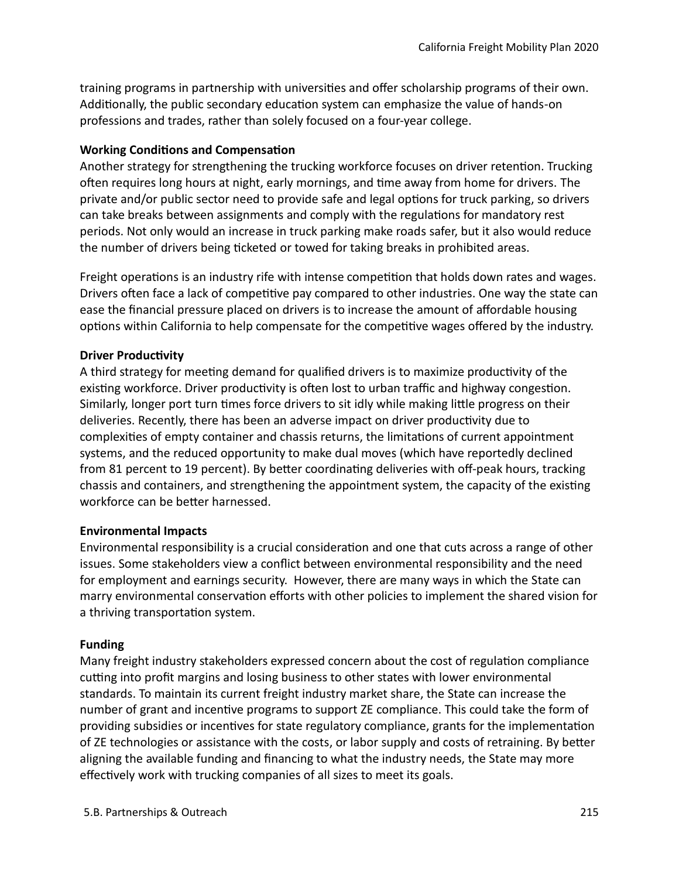training programs in partnership with universities and offer scholarship programs of their own. Additionally, the public secondary education system can emphasize the value of hands-on professions and trades, rather than solely focused on a four-year college.

**Working Conditions and Compensation**

Another strategy for strengthening the trucking workforce focuses on driver retention. Trucking often requires long hours at night, early mornings, and time away from home for drivers. The private and/or public sector need to provide safe and legal options for truck parking, so drivers can take breaks between assignments and comply with the regulations for mandatory rest periods. Not only would an increase in truck parking make roads safer, but it also would reduce the number of drivers being ticketed or towed for taking breaks in prohibited areas.

Freight operations is an industry rife with intense competition that holds down rates and wages. Drivers often face a lack of competitive pay compared to other industries. One way the state can ease the financial pressure placed on drivers is to increase the amount of affordable housing options within California to help compensate for the competitive wages offered by the industry.

**Driver Productivity**

A third strategy for meeting demand for qualified drivers is to maximize productivity of the existing workforce. Driver productivity is often lost to urban traffic and highway congestion. Similarly, longer port turn times force drivers to sit idly while making little progress on their deliveries. Recently, there has been an adverse impact on driver productivity due to complexities of empty container and chassis returns, the limitations of current appointment systems, and the reduced opportunity to make dual moves (which have reportedly declined from 81 percent to 19 percent). By better coordinating deliveries with off-peak hours, tracking chassis and containers, and strengthening the appointment system, the capacity of the existing workforce can be better harnessed.

**Environmental Impacts**

Environmental responsibility is a crucial consideration and one that cuts across a range of other issues. Some stakeholders view a conflict between environmental responsibility and the need for employment and earnings security. However, there are many ways in which the State can marry environmental conservation efforts with other policies to implement the shared vision for a thriving transportation system.

**Funding**

Many freight industry stakeholders expressed concern about the cost of regulation compliance cutting into profit margins and losing business to other states with lower environmental standards. To maintain its current freight industry market share, the State can increase the number of grant and incentive programs to support ZE compliance. This could take the form of providing subsidies or incentives for state regulatory compliance, grants for the implementation of ZE technologies or assistance with the costs, or labor supply and costs of retraining. By better aligning the available funding and financing to what the industry needs, the State may more effectively work with trucking companies of all sizes to meet its goals.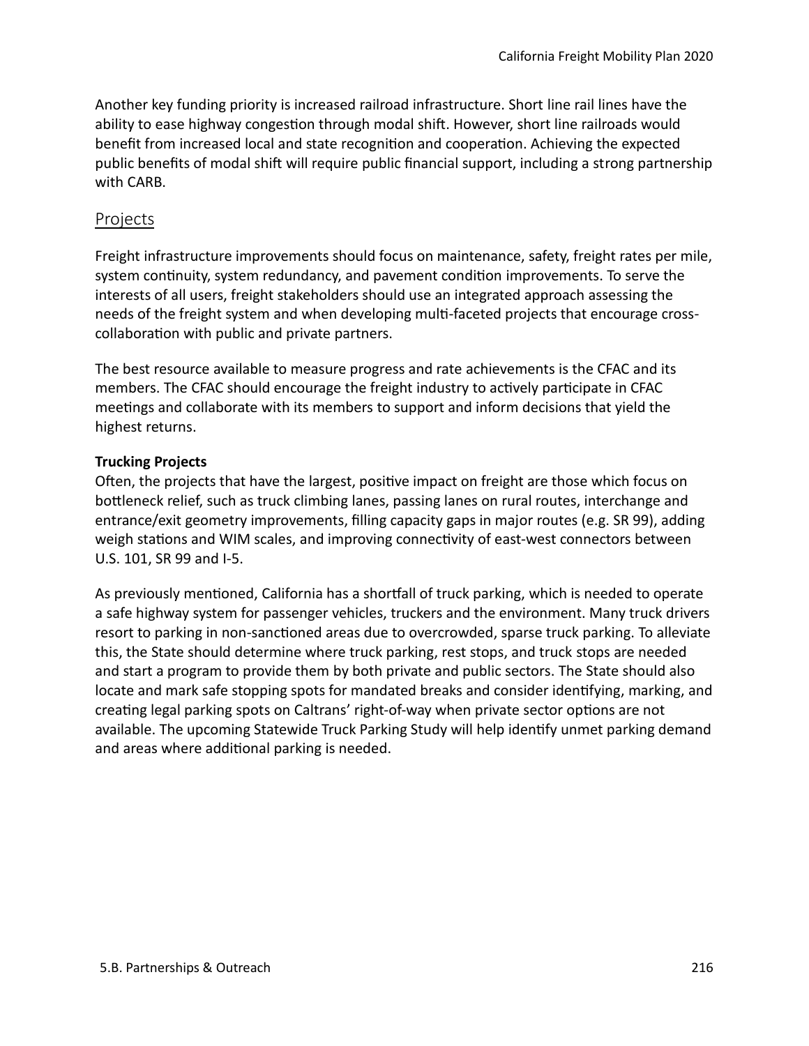Another key funding priority is increased railroad infrastructure. Short line rail lines have the ability to ease highway congestion through modal shift. However, short line railroads would benefit from increased local and state recognition and cooperation. Achieving the expected public benefits of modal shift will require public financial support, including a strong partnership with CARB.

## Projects

Freight infrastructure improvements should focus on maintenance, safety, freight rates per mile, system continuity, system redundancy, and pavement condition improvements. To serve the interests of all users, freight stakeholders should use an integrated approach assessing the needs of the freight system and when developing multi-faceted projects that encourage cross-collaboration with public and private partners.

The best resource available to measure progress and rate achievements is the CFAC and its members. The CFAC should encourage the freight industry to actively participate in CFAC meetings and collaborate with its members to support and inform decisions that yield the highest returns.

**Trucking Projects**

Often, the projects that have the largest, positive impact on freight are those which focus on bottleneck relief, such as truck climbing lanes, passing lanes on rural routes, interchange and entrance/exit geometry improvements, filling capacity gaps in major routes (e.g. SR 99), adding weigh stations and WIM scales, and improving connectivity of east-west connectors between U.S. 101, SR 99 and I-5.

As previously mentioned, California has a shortfall of truck parking, which is needed to operate a safe highway system for passenger vehicles, truckers and the environment. Many truck drivers resort to parking in non-sanctioned areas due to overcrowded, sparse truck parking. To alleviate this, the State should determine where truck parking, rest stops, and truck stops are needed and start a program to provide them by both private and public sectors. The State should also locate and mark safe stopping spots for mandated breaks and consider identifying, marking, and creating legal parking spots on Caltrans' right-of-way when private sector options are not available. The upcoming Statewide Truck Parking Study will help identify unmet parking demand and areas where additional parking is needed.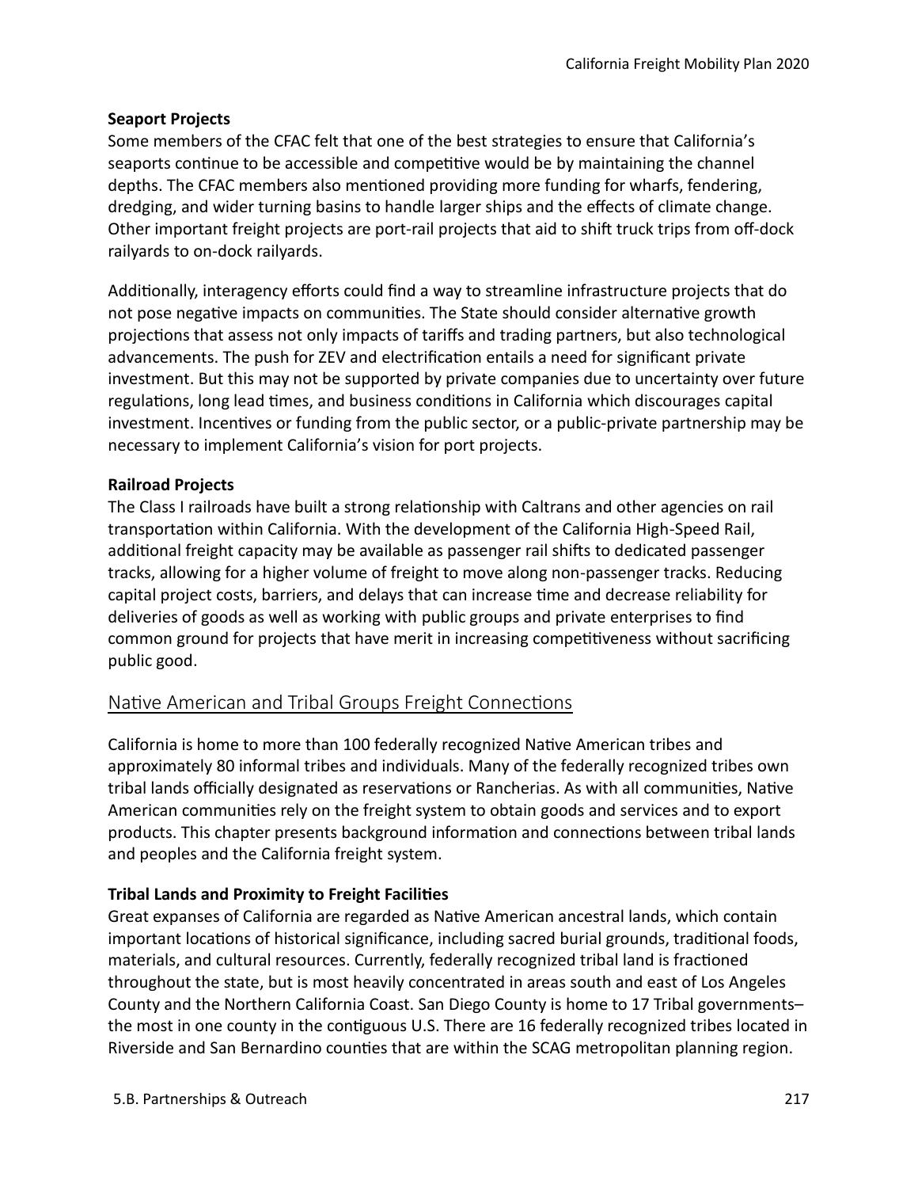**Seaport Projects**

Some members of the CFAC felt that one of the best strategies to ensure that California's seaports continue to be accessible and competitive would be by maintaining the channel depths. The CFAC members also mentioned providing more funding for wharfs, fendering, dredging, and wider turning basins to handle larger ships and the effects of climate change. Other important freight projects are port-rail projects that aid to shift truck trips from off-dock railyards to on-dock railyards.

Additionally, interagency efforts could find a way to streamline infrastructure projects that do not pose negative impacts on communities. The State should consider alternative growth projections that assess not only impacts of tariffs and trading partners, but also technological advancements. The push for ZEV and electrification entails a need for significant private investment. But this may not be supported by private companies due to uncertainty over future regulations, long lead times, and business conditions in California which discourages capital investment. Incentives or funding from the public sector, or a public-private partnership may be necessary to implement California's vision for port projects.

**Railroad Projects**

The Class I railroads have built a strong relationship with Caltrans and other agencies on rail transportation within California. With the development of the California High-Speed Rail, additional freight capacity may be available as passenger rail shifts to dedicated passenger tracks, allowing for a higher volume of freight to move along non-passenger tracks. Reducing capital project costs, barriers, and delays that can increase time and decrease reliability for deliveries of goods as well as working with public groups and private enterprises to find common ground for projects that have merit in increasing competitiveness without sacrificing public good.

## Native American and Tribal Groups Freight Connections

California is home to more than 100 federally recognized Native American tribes and approximately 80 informal tribes and individuals. Many of the federally recognized tribes own tribal lands officially designated as reservations or Rancherias. As with all communities, Native American communities rely on the freight system to obtain goods and services and to export products. This chapter presents background information and connections between tribal lands and peoples and the California freight system.

**Tribal Lands and Proximity to Freight Facilities**

Great expanses of California are regarded as Native American ancestral lands, which contain important locations of historical significance, including sacred burial grounds, traditional foods, materials, and cultural resources. Currently, federally recognized tribal land is fractioned throughout the state, but is most heavily concentrated in areas south and east of Los Angeles County and the Northern California Coast. San Diego County is home to 17 Tribal governments–the most in one county in the contiguous U.S. There are 16 federally recognized tribes located in Riverside and San Bernardino counties that are within the SCAG metropolitan planning region.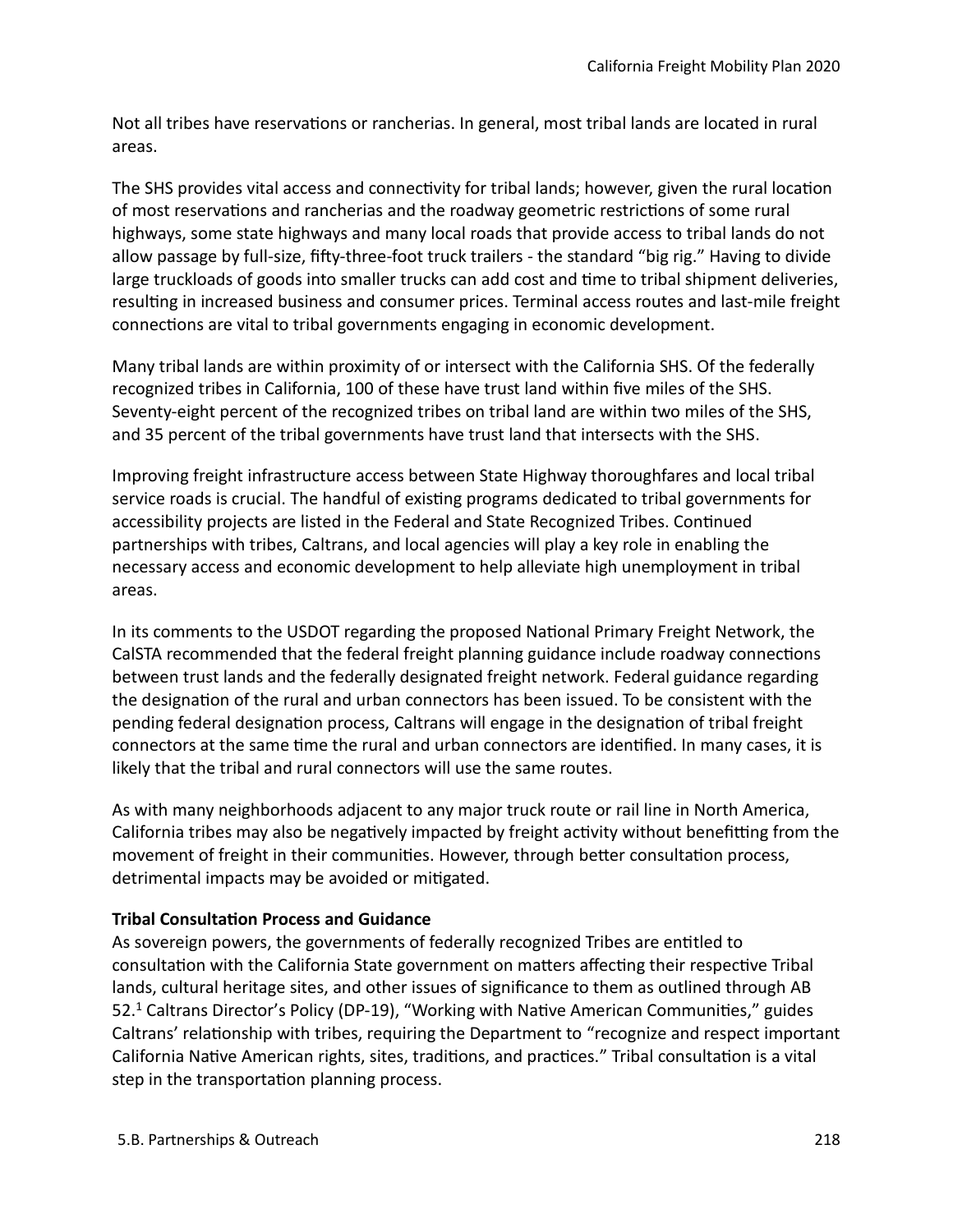Not all tribes have reservations or rancherias. In general, most tribal lands are located in rural areas.

The SHS provides vital access and connectivity for tribal lands; however, given the rural location of most reservations and rancherias and the roadway geometric restrictions of some rural highways, some state highways and many local roads that provide access to tribal lands do not allow passage by full-size, fifty-three-foot truck trailers - the standard "big rig." Having to divide large truckloads of goods into smaller trucks can add cost and time to tribal shipment deliveries, resulting in increased business and consumer prices. Terminal access routes and last-mile freight connections are vital to tribal governments engaging in economic development.

Many tribal lands are within proximity of or intersect with the California SHS. Of the federally recognized tribes in California, 100 of these have trust land within five miles of the SHS. Seventy-eight percent of the recognized tribes on tribal land are within two miles of the SHS, and 35 percent of the tribal governments have trust land that intersects with the SHS.

Improving freight infrastructure access between State Highway thoroughfares and local tribal service roads is crucial. The handful of existing programs dedicated to tribal governments for accessibility projects are listed in the Federal and State Recognized Tribes. Continued partnerships with tribes, Caltrans, and local agencies will play a key role in enabling the necessary access and economic development to help alleviate high unemployment in tribal areas.

In its comments to the USDOT regarding the proposed National Primary Freight Network, the CalSTA recommended that the federal freight planning guidance include roadway connections between trust lands and the federally designated freight network. Federal guidance regarding the designation of the rural and urban connectors has been issued. To be consistent with the pending federal designation process, Caltrans will engage in the designation of tribal freight connectors at the same time the rural and urban connectors are identified. In many cases, it is likely that the tribal and rural connectors will use the same routes.

As with many neighborhoods adjacent to any major truck route or rail line in North America, California tribes may also be negatively impacted by freight activity without benefitting from the movement of freight in their communities. However, through better consultation process, detrimental impacts may be avoided or mitigated.

**Tribal Consultation Process and Guidance**

As sovereign powers, the governments of federally recognized Tribes are entitled to consultation with the California State government on matters affecting their respective Tribal lands, cultural heritage sites, and other issues of significance to them as outlined through AB 52.[1] Caltrans Director's Policy (DP-19), "Working with Native American Communities," guides Caltrans' relationship with tribes, requiring the Department to "recognize and respect important California Native American rights, sites, traditions, and practices." Tribal consultation is a vital step in the transportation planning process.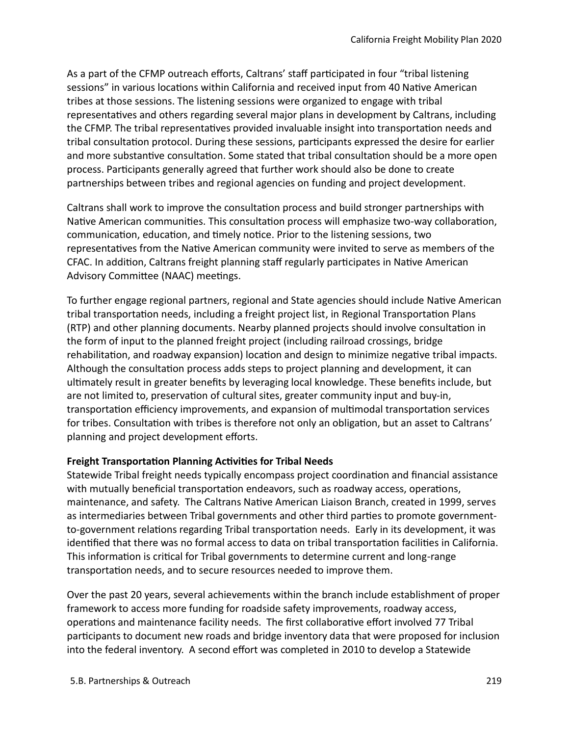As a part of the CFMP outreach efforts, Caltrans' staff participated in four "tribal listening sessions" in various locations within California and received input from 40 Native American tribes at those sessions. The listening sessions were organized to engage with tribal representatives and others regarding several major plans in development by Caltrans, including the CFMP. The tribal representatives provided invaluable insight into transportation needs and tribal consultation protocol. During these sessions, participants expressed the desire for earlier and more substantive consultation. Some stated that tribal consultation should be a more open process. Participants generally agreed that further work should also be done to create partnerships between tribes and regional agencies on funding and project development.

Caltrans shall work to improve the consultation process and build stronger partnerships with Native American communities. This consultation process will emphasize two-way collaboration, communication, education, and timely notice. Prior to the listening sessions, two representatives from the Native American community were invited to serve as members of the CFAC. In addition, Caltrans freight planning staff regularly participates in Native American Advisory Committee (NAAC) meetings.

To further engage regional partners, regional and State agencies should include Native American tribal transportation needs, including a freight project list, in Regional Transportation Plans (RTP) and other planning documents. Nearby planned projects should involve consultation in the form of input to the planned freight project (including railroad crossings, bridge rehabilitation, and roadway expansion) location and design to minimize negative tribal impacts. Although the consultation process adds steps to project planning and development, it can ultimately result in greater benefits by leveraging local knowledge. These benefits include, but are not limited to, preservation of cultural sites, greater community input and buy-in, transportation efficiency improvements, and expansion of multimodal transportation services for tribes. Consultation with tribes is therefore not only an obligation, but an asset to Caltrans' planning and project development efforts.

**Freight Transportation Planning Activities for Tribal Needs**

Statewide Tribal freight needs typically encompass project coordination and financial assistance with mutually beneficial transportation endeavors, such as roadway access, operations, maintenance, and safety. The Caltrans Native American Liaison Branch, created in 1999, serves as intermediaries between Tribal governments and other third parties to promote government-to-government relations regarding Tribal transportation needs. Early in its development, it was identified that there was no formal access to data on tribal transportation facilities in California. This information is critical for Tribal governments to determine current and long-range transportation needs, and to secure resources needed to improve them.

Over the past 20 years, several achievements within the branch include establishment of proper framework to access more funding for roadside safety improvements, roadway access, operations and maintenance facility needs. The first collaborative effort involved 77 Tribal participants to document new roads and bridge inventory data that were proposed for inclusion into the federal inventory. A second effort was completed in 2010 to develop a Statewide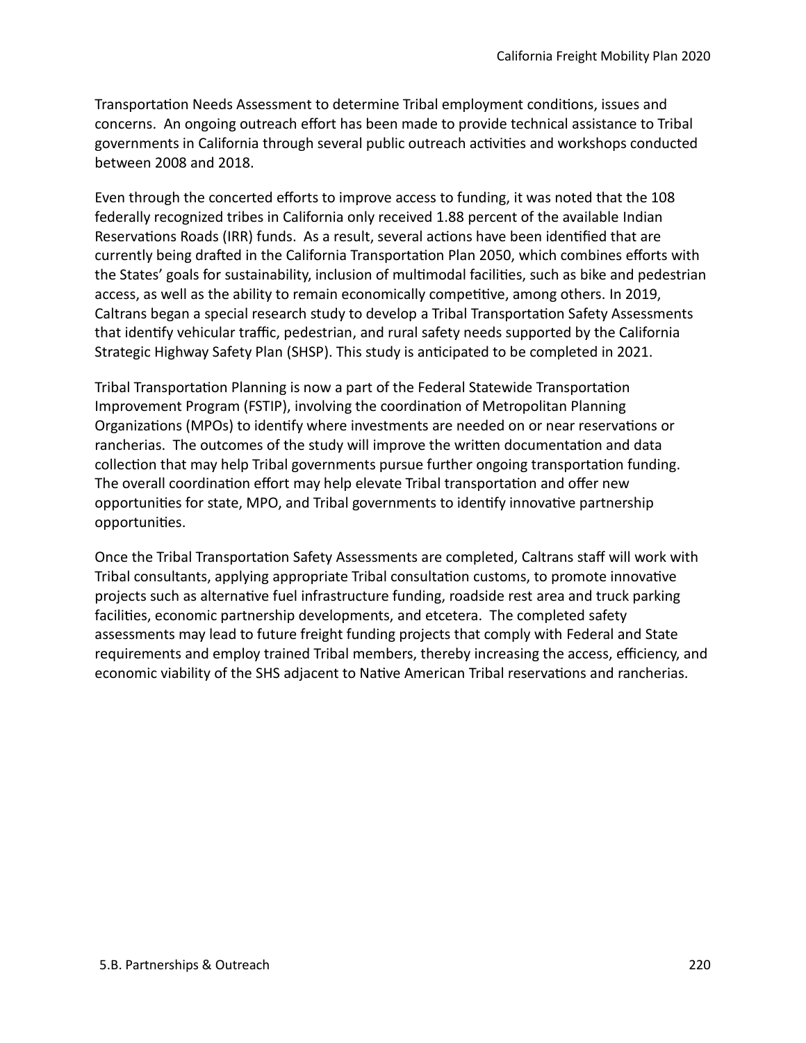Transportation Needs Assessment to determine Tribal employment conditions, issues and concerns. An ongoing outreach effort has been made to provide technical assistance to Tribal governments in California through several public outreach activities and workshops conducted between 2008 and 2018.

Even through the concerted efforts to improve access to funding, it was noted that the 108 federally recognized tribes in California only received 1.88 percent of the available Indian Reservations Roads (IRR) funds. As a result, several actions have been identified that are currently being drafted in the California Transportation Plan 2050, which combines efforts with the States' goals for sustainability, inclusion of multimodal facilities, such as bike and pedestrian access, as well as the ability to remain economically competitive, among others. In 2019, Caltrans began a special research study to develop a Tribal Transportation Safety Assessments that identify vehicular traffic, pedestrian, and rural safety needs supported by the California Strategic Highway Safety Plan (SHSP). This study is anticipated to be completed in 2021.

Tribal Transportation Planning is now a part of the Federal Statewide Transportation Improvement Program (FSTIP), involving the coordination of Metropolitan Planning Organizations (MPOs) to identify where investments are needed on or near reservations or rancherias. The outcomes of the study will improve the written documentation and data collection that may help Tribal governments pursue further ongoing transportation funding. The overall coordination effort may help elevate Tribal transportation and offer new opportunities for state, MPO, and Tribal governments to identify innovative partnership opportunities.

Once the Tribal Transportation Safety Assessments are completed, Caltrans staff will work with Tribal consultants, applying appropriate Tribal consultation customs, to promote innovative projects such as alternative fuel infrastructure funding, roadside rest area and truck parking facilities, economic partnership developments, and etcetera. The completed safety assessments may lead to future freight funding projects that comply with Federal and State requirements and employ trained Tribal members, thereby increasing the access, efficiency, and economic viability of the SHS adjacent to Native American Tribal reservations and rancherias.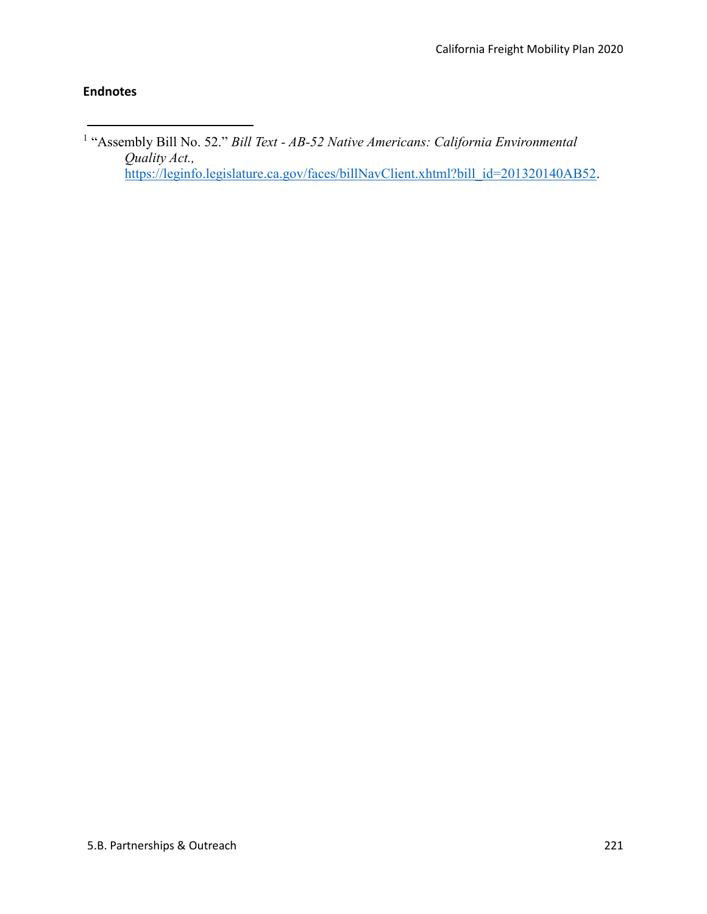**Endnotes**

[1] "Assembly Bill No. 52." *Bill Text - AB-52 Native Americans: California Environmental Quality Act.,* https://leginfo.legislature.ca.gov/faces/billNavClient.xhtml?bill_id=201320140AB52.